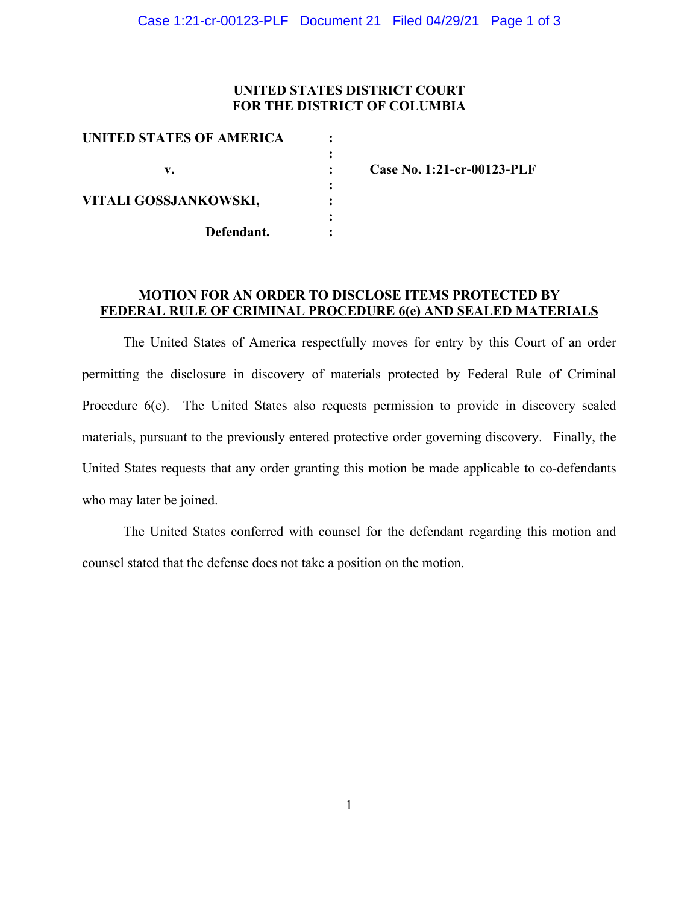**UNITED STATES DISTRICT COURT**
**FOR THE DISTRICT OF COLUMBIA**

| | | |
|---|---|---|
| **UNITED STATES OF AMERICA** | : | |
| | : | |
| **v.** | : | **Case No. 1:21-cr-00123-PLF** |
| | : | |
| **VITALI GOSSJANKOWSKI,** | : | |
| | : | |
| **Defendant.** | : | |

## MOTION FOR AN ORDER TO DISCLOSE ITEMS PROTECTED BY FEDERAL RULE OF CRIMINAL PROCEDURE 6(e) AND SEALED MATERIALS

The United States of America respectfully moves for entry by this Court of an order permitting the disclosure in discovery of materials protected by Federal Rule of Criminal Procedure 6(e). The United States also requests permission to provide in discovery sealed materials, pursuant to the previously entered protective order governing discovery. Finally, the United States requests that any order granting this motion be made applicable to co-defendants who may later be joined.

The United States conferred with counsel for the defendant regarding this motion and counsel stated that the defense does not take a position on the motion.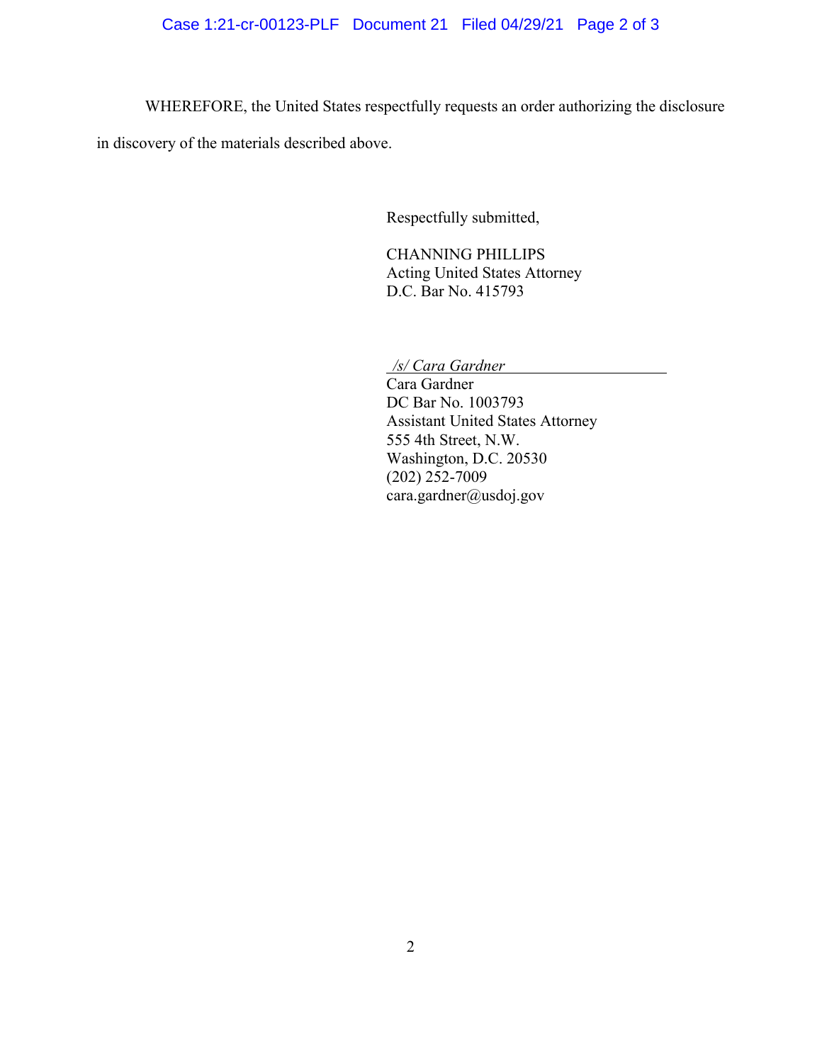WHEREFORE, the United States respectfully requests an order authorizing the disclosure in discovery of the materials described above.

Respectfully submitted,

CHANNING PHILLIPS
Acting United States Attorney
D.C. Bar No. 415793

*/s/ Cara Gardner*
Cara Gardner
DC Bar No. 1003793
Assistant United States Attorney
555 4th Street, N.W.
Washington, D.C. 20530
(202) 252-7009
cara.gardner@usdoj.gov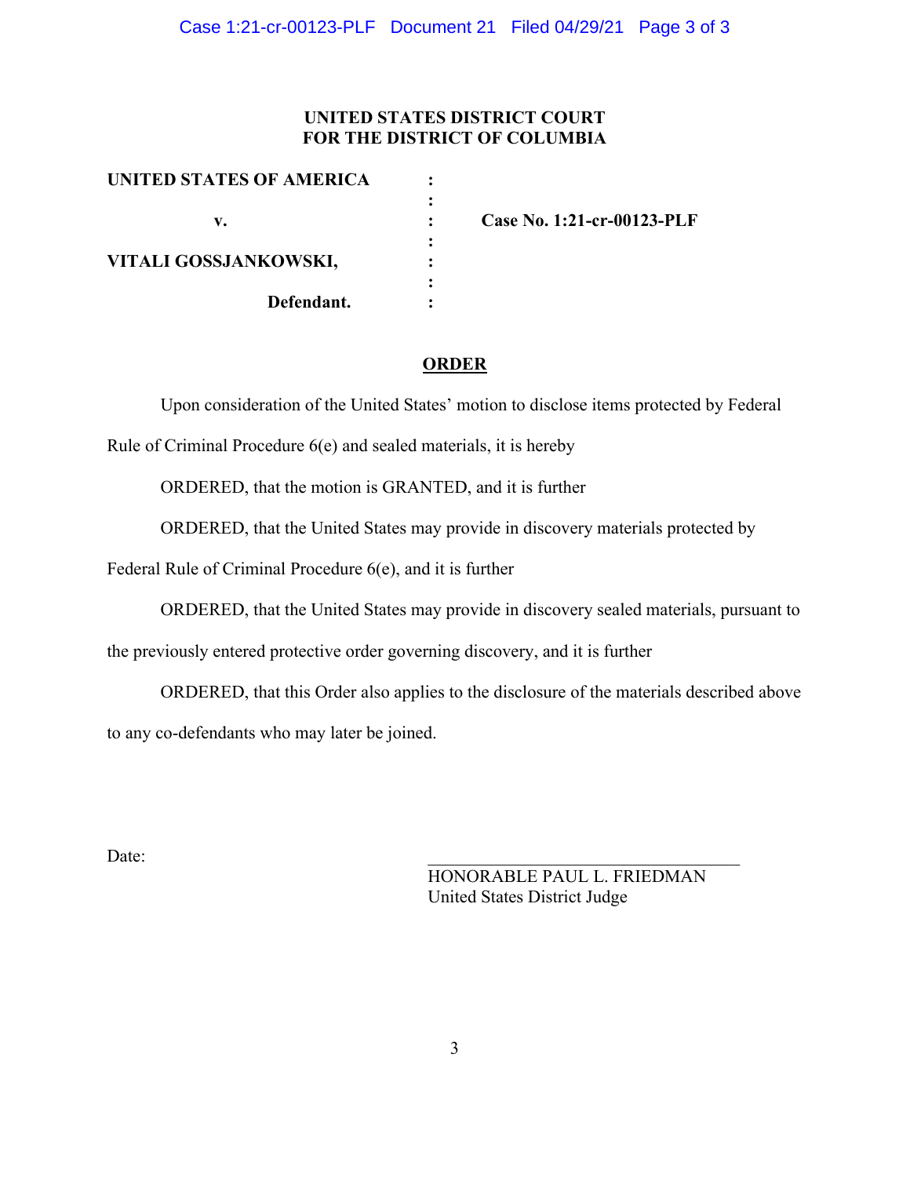**UNITED STATES DISTRICT COURT**
**FOR THE DISTRICT OF COLUMBIA**

| | | |
|---|---|---|
| **UNITED STATES OF AMERICA** | : | |
| | : | |
| **v.** | : | **Case No. 1:21-cr-00123-PLF** |
| | : | |
| **VITALI GOSSJANKOWSKI,** | : | |
| | : | |
| **Defendant.** | : | |

## ORDER

Upon consideration of the United States' motion to disclose items protected by Federal Rule of Criminal Procedure 6(e) and sealed materials, it is hereby

ORDERED, that the motion is GRANTED, and it is further

ORDERED, that the United States may provide in discovery materials protected by Federal Rule of Criminal Procedure 6(e), and it is further

ORDERED, that the United States may provide in discovery sealed materials, pursuant to the previously entered protective order governing discovery, and it is further

ORDERED, that this Order also applies to the disclosure of the materials described above to any co-defendants who may later be joined.

Date:

\_\_\_\_\_\_\_\_\_\_\_\_\_\_\_\_\_\_\_\_\_\_\_\_\_\_\_\_\_\_\_\_\_\_\_\_
HONORABLE PAUL L. FRIEDMAN
United States District Judge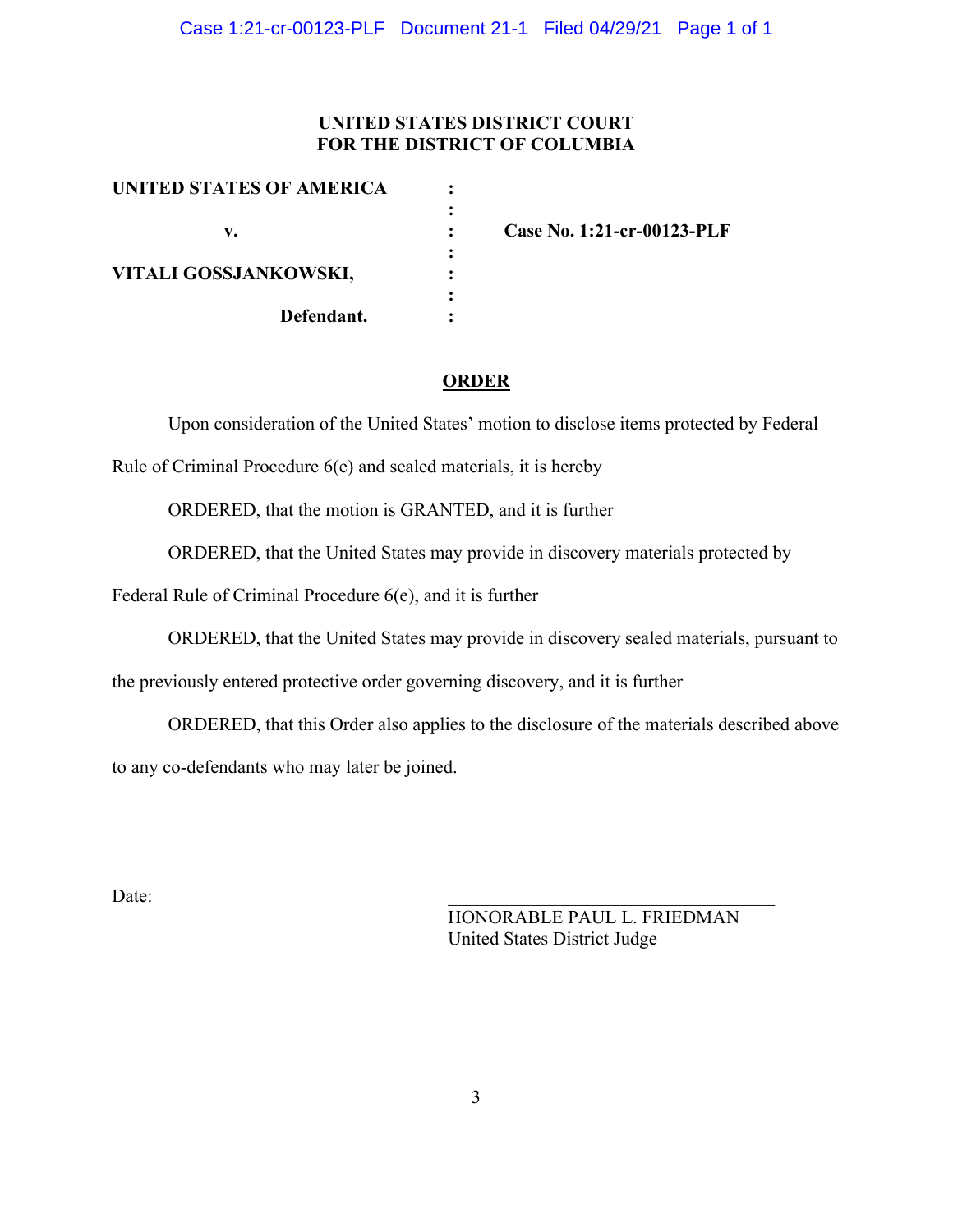**UNITED STATES DISTRICT COURT**
**FOR THE DISTRICT OF COLUMBIA**

| | | |
|---|---|---|
| **UNITED STATES OF AMERICA** | : | |
| | : | |
| **v.** | : | **Case No. 1:21-cr-00123-PLF** |
| | : | |
| **VITALI GOSSJANKOWSKI,** | : | |
| | : | |
| **Defendant.** | : | |

## ORDER

Upon consideration of the United States' motion to disclose items protected by Federal Rule of Criminal Procedure 6(e) and sealed materials, it is hereby

ORDERED, that the motion is GRANTED, and it is further

ORDERED, that the United States may provide in discovery materials protected by Federal Rule of Criminal Procedure 6(e), and it is further

ORDERED, that the United States may provide in discovery sealed materials, pursuant to the previously entered protective order governing discovery, and it is further

ORDERED, that this Order also applies to the disclosure of the materials described above to any co-defendants who may later be joined.

Date:

\_\_\_\_\_\_\_\_\_\_\_\_\_\_\_\_\_\_\_\_\_\_\_\_\_\_\_\_\_\_\_\_\_\_\_\_
HONORABLE PAUL L. FRIEDMAN
United States District Judge